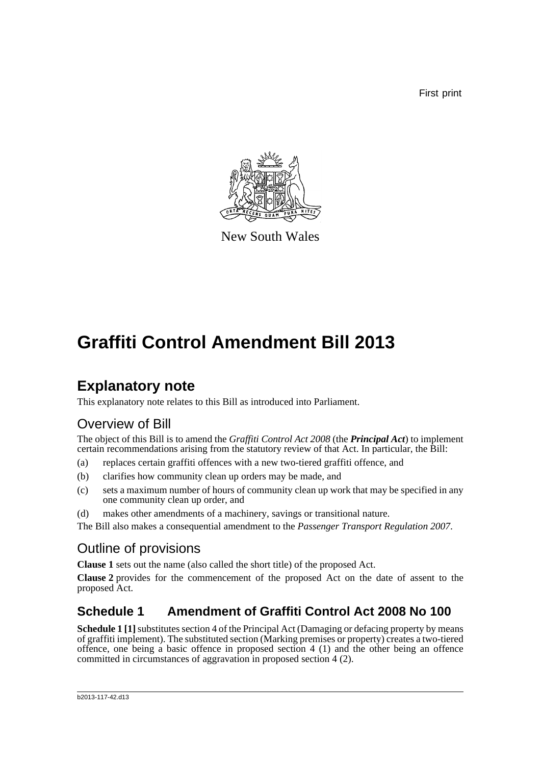First print

New South Wales

# Graffiti Control Amendment Bill 2013

## Explanatory note

This explanatory note relates to this Bill as introduced into Parliament.

### Overview of Bill

The object of this Bill is to amend the *Graffiti Control Act 2008* (the ***Principal Act***) to implement certain recommendations arising from the statutory review of that Act. In particular, the Bill:

(a) replaces certain graffiti offences with a new two-tiered graffiti offence, and

(b) clarifies how community clean up orders may be made, and

(c) sets a maximum number of hours of community clean up work that may be specified in any one community clean up order, and

(d) makes other amendments of a machinery, savings or transitional nature.

The Bill also makes a consequential amendment to the *Passenger Transport Regulation 2007*.

### Outline of provisions

**Clause 1** sets out the name (also called the short title) of the proposed Act.

**Clause 2** provides for the commencement of the proposed Act on the date of assent to the proposed Act.

## Schedule 1 Amendment of Graffiti Control Act 2008 No 100

**Schedule 1 [1]** substitutes section 4 of the Principal Act (Damaging or defacing property by means of graffiti implement). The substituted section (Marking premises or property) creates a two-tiered offence, one being a basic offence in proposed section 4 (1) and the other being an offence committed in circumstances of aggravation in proposed section 4 (2).

b2013-117-42.d13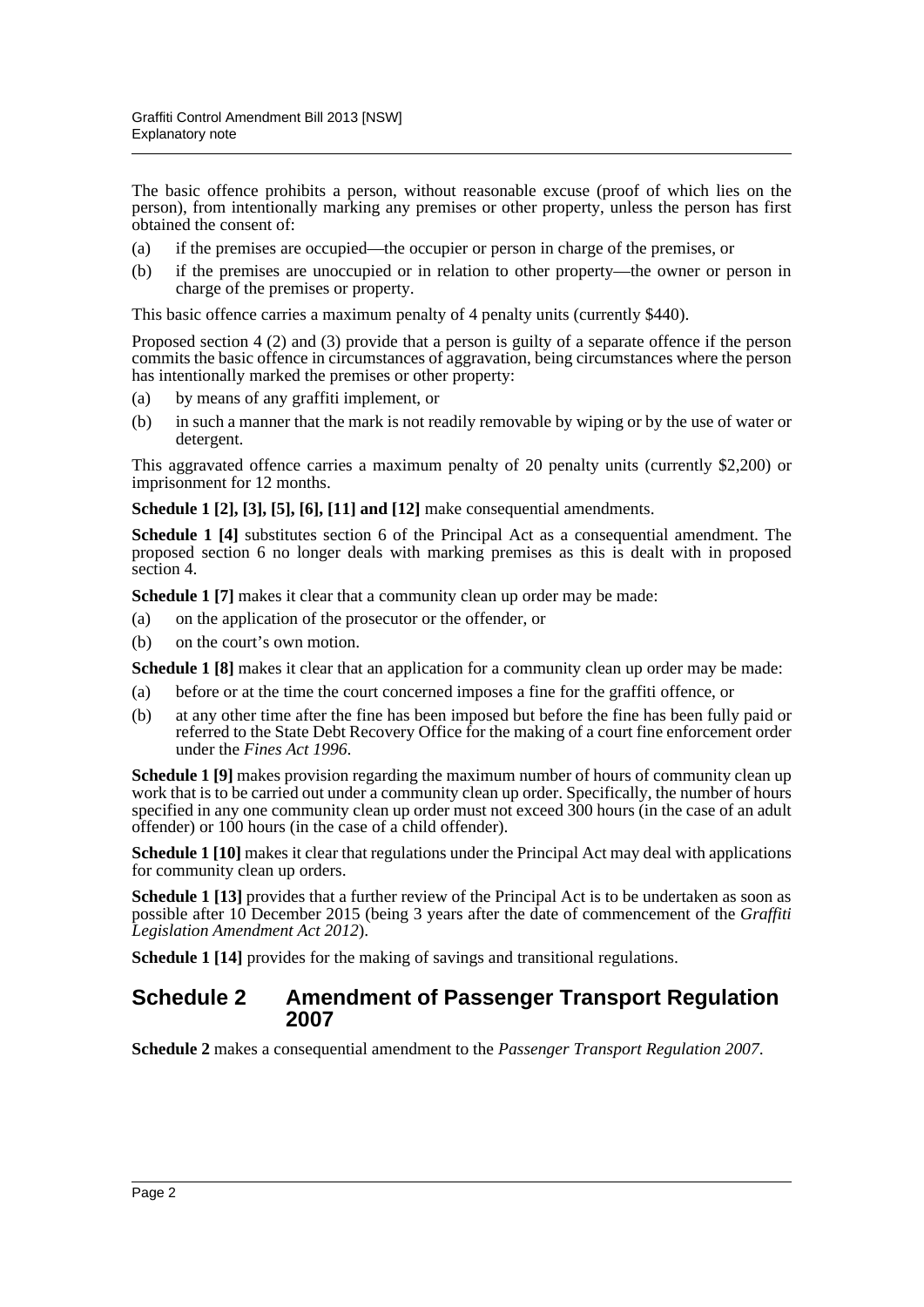The basic offence prohibits a person, without reasonable excuse (proof of which lies on the person), from intentionally marking any premises or other property, unless the person has first obtained the consent of:

(a) if the premises are occupied—the occupier or person in charge of the premises, or

(b) if the premises are unoccupied or in relation to other property—the owner or person in charge of the premises or property.

This basic offence carries a maximum penalty of 4 penalty units (currently $440).

Proposed section 4 (2) and (3) provide that a person is guilty of a separate offence if the person commits the basic offence in circumstances of aggravation, being circumstances where the person has intentionally marked the premises or other property:

(a) by means of any graffiti implement, or

(b) in such a manner that the mark is not readily removable by wiping or by the use of water or detergent.

This aggravated offence carries a maximum penalty of 20 penalty units (currently $2,200) or imprisonment for 12 months.

**Schedule 1 [2], [3], [5], [6], [11] and [12]** make consequential amendments.

**Schedule 1 [4]** substitutes section 6 of the Principal Act as a consequential amendment. The proposed section 6 no longer deals with marking premises as this is dealt with in proposed section 4.

**Schedule 1 [7]** makes it clear that a community clean up order may be made:

(a) on the application of the prosecutor or the offender, or

(b) on the court's own motion.

**Schedule 1 [8]** makes it clear that an application for a community clean up order may be made:

(a) before or at the time the court concerned imposes a fine for the graffiti offence, or

(b) at any other time after the fine has been imposed but before the fine has been fully paid or referred to the State Debt Recovery Office for the making of a court fine enforcement order under the *Fines Act 1996*.

**Schedule 1 [9]** makes provision regarding the maximum number of hours of community clean up work that is to be carried out under a community clean up order. Specifically, the number of hours specified in any one community clean up order must not exceed 300 hours (in the case of an adult offender) or 100 hours (in the case of a child offender).

**Schedule 1 [10]** makes it clear that regulations under the Principal Act may deal with applications for community clean up orders.

**Schedule 1 [13]** provides that a further review of the Principal Act is to be undertaken as soon as possible after 10 December 2015 (being 3 years after the date of commencement of the *Graffiti Legislation Amendment Act 2012*).

**Schedule 1 [14]** provides for the making of savings and transitional regulations.

## Schedule 2 Amendment of Passenger Transport Regulation 2007

**Schedule 2** makes a consequential amendment to the *Passenger Transport Regulation 2007*.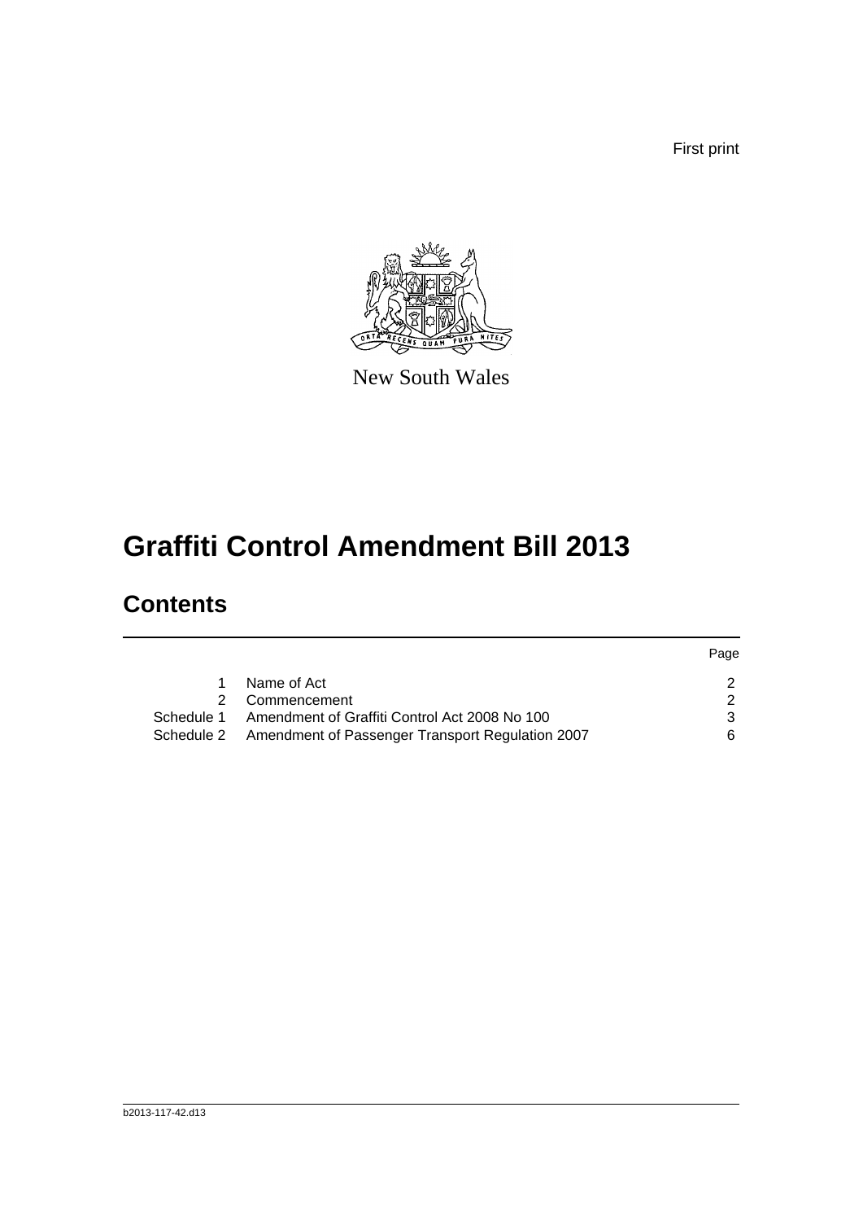First print

New South Wales

# Graffiti Control Amendment Bill 2013

## Contents

| | | Page |
|---|---|---|
| 1 | Name of Act | 2 |
| 2 | Commencement | 2 |
| Schedule 1 | Amendment of Graffiti Control Act 2008 No 100 | 3 |
| Schedule 2 | Amendment of Passenger Transport Regulation 2007 | 6 |

b2013-117-42.d13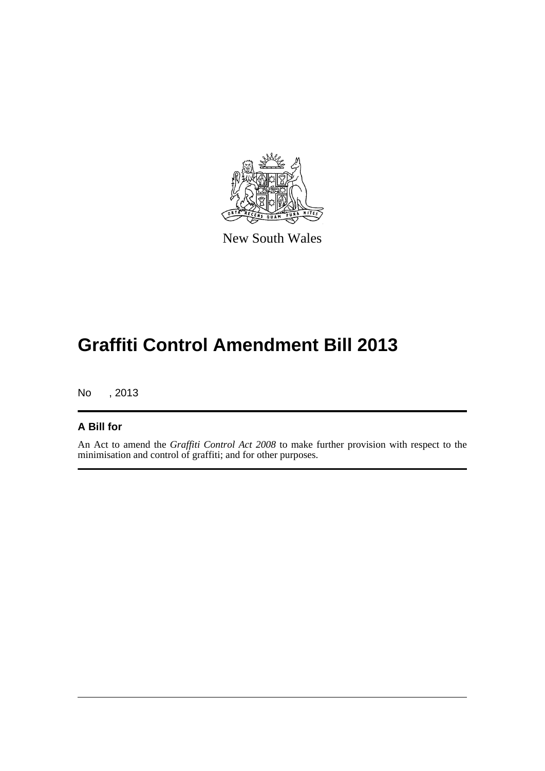New South Wales

# Graffiti Control Amendment Bill 2013

No , 2013

## A Bill for

An Act to amend the *Graffiti Control Act 2008* to make further provision with respect to the minimisation and control of graffiti; and for other purposes.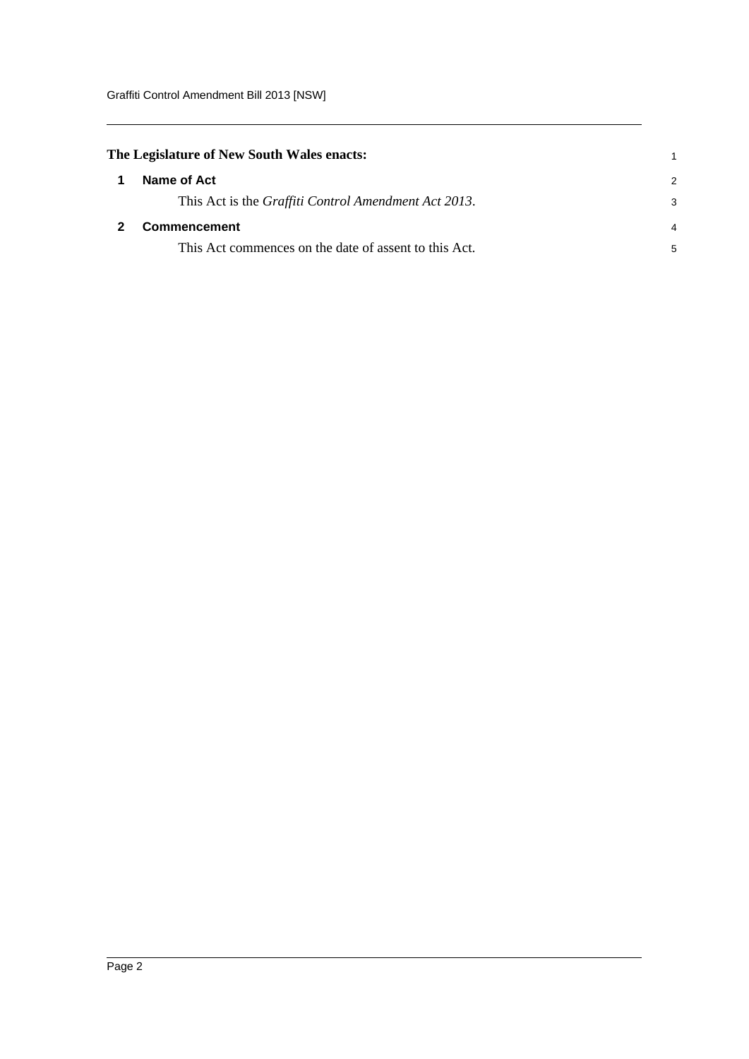**The Legislature of New South Wales enacts:**

## 1 Name of Act

This Act is the *Graffiti Control Amendment Act 2013*.

## 2 Commencement

This Act commences on the date of assent to this Act.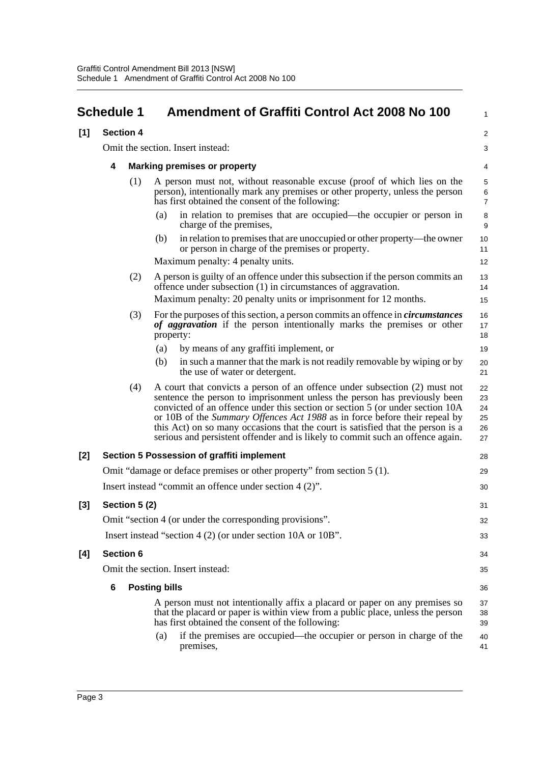# Schedule 1 Amendment of Graffiti Control Act 2008 No 100

**[1] Section 4**

Omit the section. Insert instead:

**4 Marking premises or property**

(1) A person must not, without reasonable excuse (proof of which lies on the person), intentionally mark any premises or other property, unless the person has first obtained the consent of the following:

(a) in relation to premises that are occupied—the occupier or person in charge of the premises,

(b) in relation to premises that are unoccupied or other property—the owner or person in charge of the premises or property.

Maximum penalty: 4 penalty units.

(2) A person is guilty of an offence under this subsection if the person commits an offence under subsection (1) in circumstances of aggravation.

Maximum penalty: 20 penalty units or imprisonment for 12 months.

(3) For the purposes of this section, a person commits an offence in ***circumstances of aggravation*** if the person intentionally marks the premises or other property:

(a) by means of any graffiti implement, or

(b) in such a manner that the mark is not readily removable by wiping or by the use of water or detergent.

(4) A court that convicts a person of an offence under subsection (2) must not sentence the person to imprisonment unless the person has previously been convicted of an offence under this section or section 5 (or under section 10A or 10B of the *Summary Offences Act 1988* as in force before their repeal by this Act) on so many occasions that the court is satisfied that the person is a serious and persistent offender and is likely to commit such an offence again.

**[2] Section 5 Possession of graffiti implement**

Omit "damage or deface premises or other property" from section 5 (1).

Insert instead "commit an offence under section 4 (2)".

**[3] Section 5 (2)**

Omit "section 4 (or under the corresponding provisions".

Insert instead "section 4 (2) (or under section 10A or 10B".

**[4] Section 6**

Omit the section. Insert instead:

**6 Posting bills**

A person must not intentionally affix a placard or paper on any premises so that the placard or paper is within view from a public place, unless the person has first obtained the consent of the following:

(a) if the premises are occupied—the occupier or person in charge of the premises,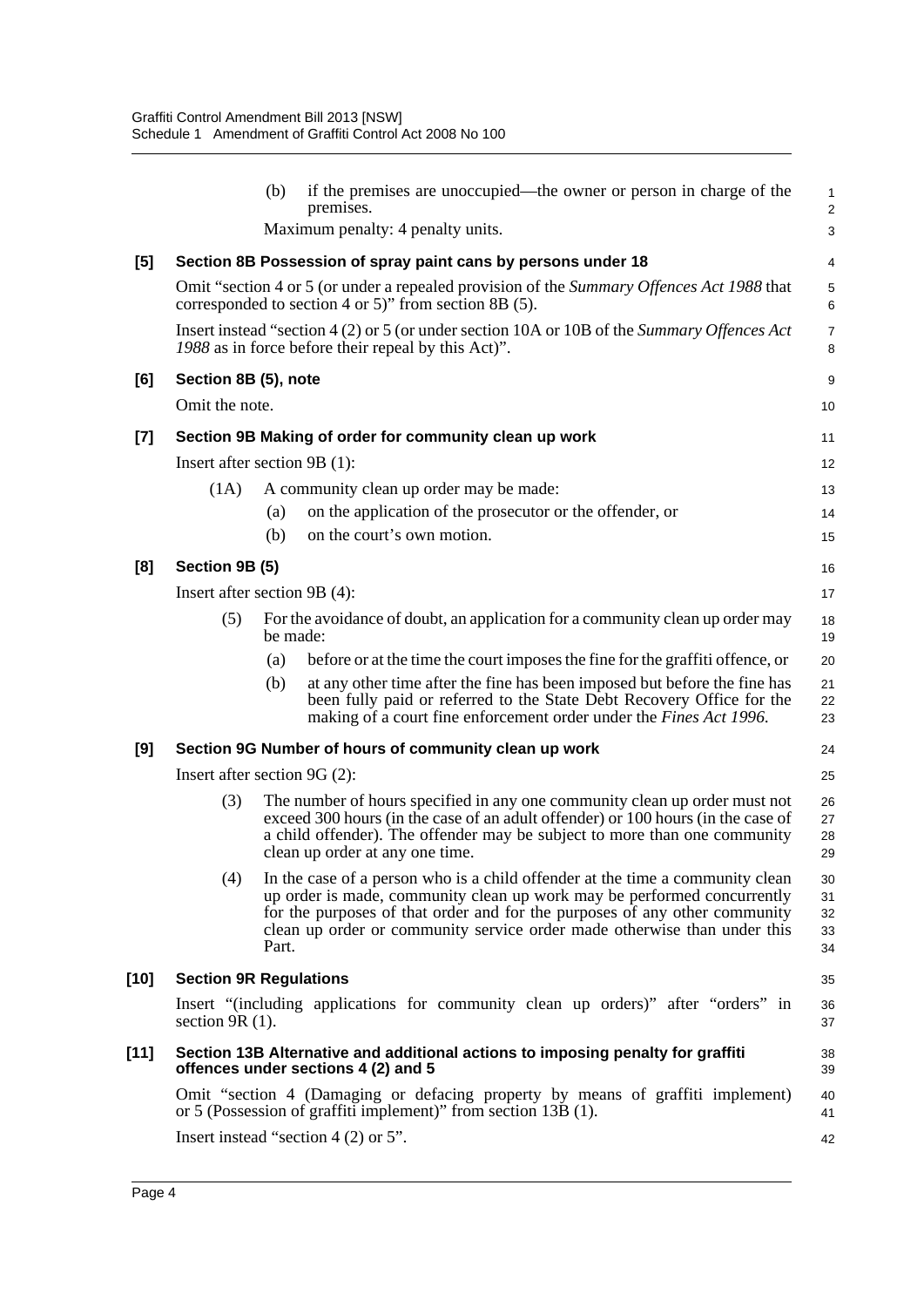(b) if the premises are unoccupied—the owner or person in charge of the premises.

Maximum penalty: 4 penalty units.

**[5] Section 8B Possession of spray paint cans by persons under 18**

Omit "section 4 or 5 (or under a repealed provision of the *Summary Offences Act 1988* that corresponded to section 4 or 5)" from section 8B (5).

Insert instead "section 4 (2) or 5 (or under section 10A or 10B of the *Summary Offences Act 1988* as in force before their repeal by this Act)".

**[6] Section 8B (5), note**

Omit the note.

**[7] Section 9B Making of order for community clean up work**

Insert after section 9B (1):

(1A) A community clean up order may be made:

(a) on the application of the prosecutor or the offender, or

(b) on the court's own motion.

**[8] Section 9B (5)**

Insert after section 9B (4):

(5) For the avoidance of doubt, an application for a community clean up order may be made:

(a) before or at the time the court imposes the fine for the graffiti offence, or

(b) at any other time after the fine has been imposed but before the fine has been fully paid or referred to the State Debt Recovery Office for the making of a court fine enforcement order under the *Fines Act 1996*.

**[9] Section 9G Number of hours of community clean up work**

Insert after section 9G (2):

(3) The number of hours specified in any one community clean up order must not exceed 300 hours (in the case of an adult offender) or 100 hours (in the case of a child offender). The offender may be subject to more than one community clean up order at any one time.

(4) In the case of a person who is a child offender at the time a community clean up order is made, community clean up work may be performed concurrently for the purposes of that order and for the purposes of any other community clean up order or community service order made otherwise than under this Part.

**[10] Section 9R Regulations**

Insert "(including applications for community clean up orders)" after "orders" in section 9R (1).

**[11] Section 13B Alternative and additional actions to imposing penalty for graffiti offences under sections 4 (2) and 5**

Omit "section 4 (Damaging or defacing property by means of graffiti implement) or 5 (Possession of graffiti implement)" from section 13B (1).

Insert instead "section 4 (2) or 5".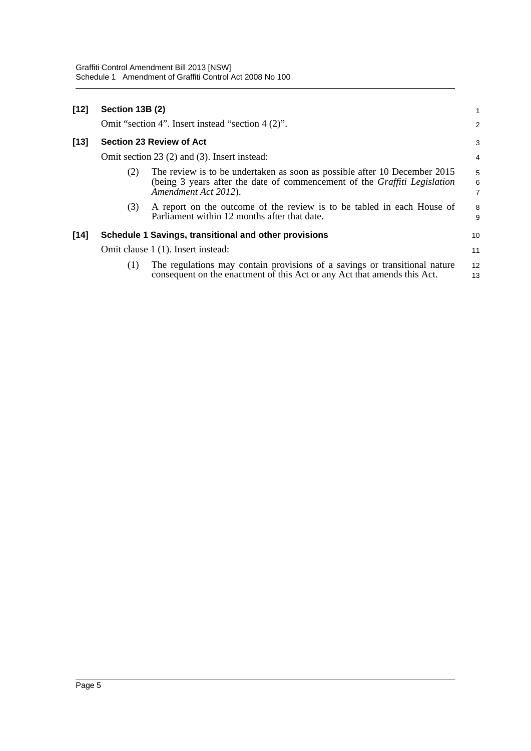**[12] Section 13B (2)**

Omit "section 4". Insert instead "section 4 (2)".

**[13] Section 23 Review of Act**

Omit section 23 (2) and (3). Insert instead:

(2) The review is to be undertaken as soon as possible after 10 December 2015 (being 3 years after the date of commencement of the *Graffiti Legislation Amendment Act 2012*).

(3) A report on the outcome of the review is to be tabled in each House of Parliament within 12 months after that date.

**[14] Schedule 1 Savings, transitional and other provisions**

Omit clause 1 (1). Insert instead:

(1) The regulations may contain provisions of a savings or transitional nature consequent on the enactment of this Act or any Act that amends this Act.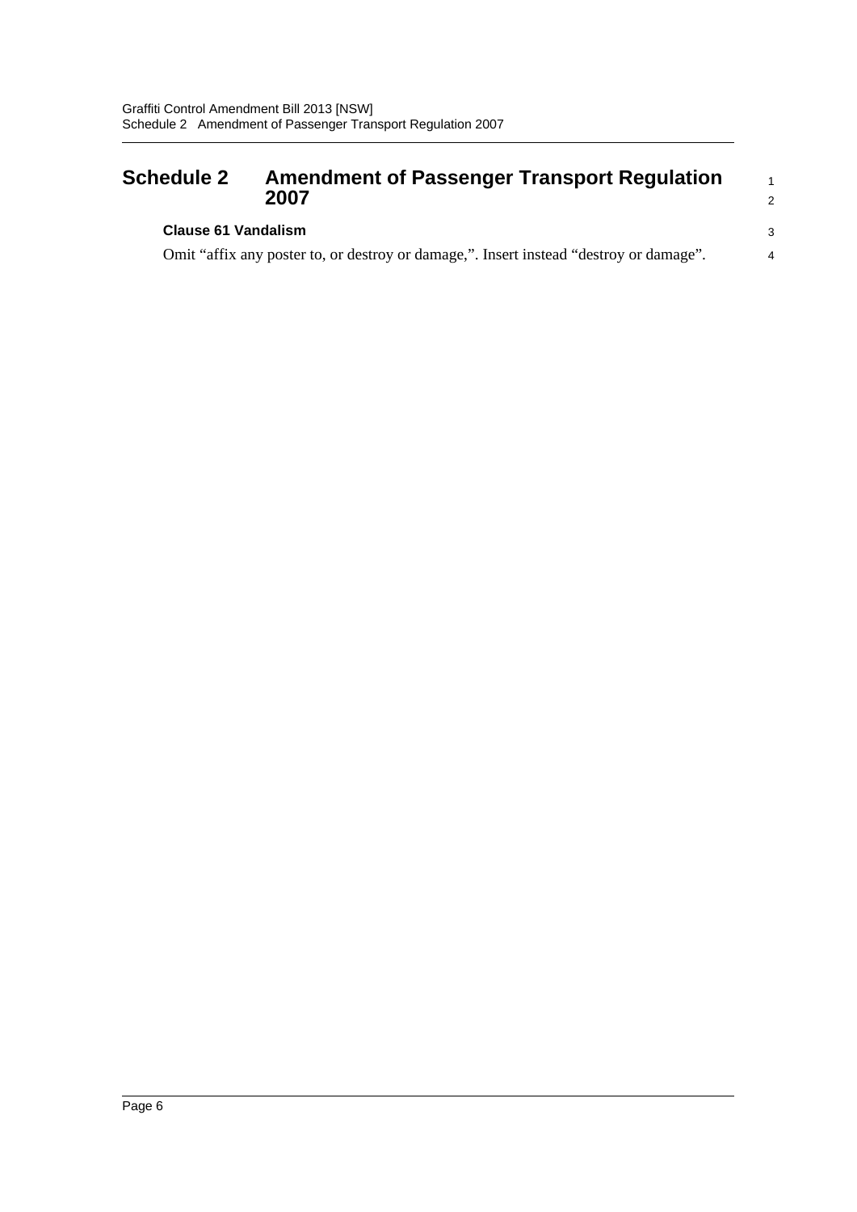# Schedule 2 Amendment of Passenger Transport Regulation 2007

### Clause 61 Vandalism

Omit "affix any poster to, or destroy or damage,". Insert instead "destroy or damage".